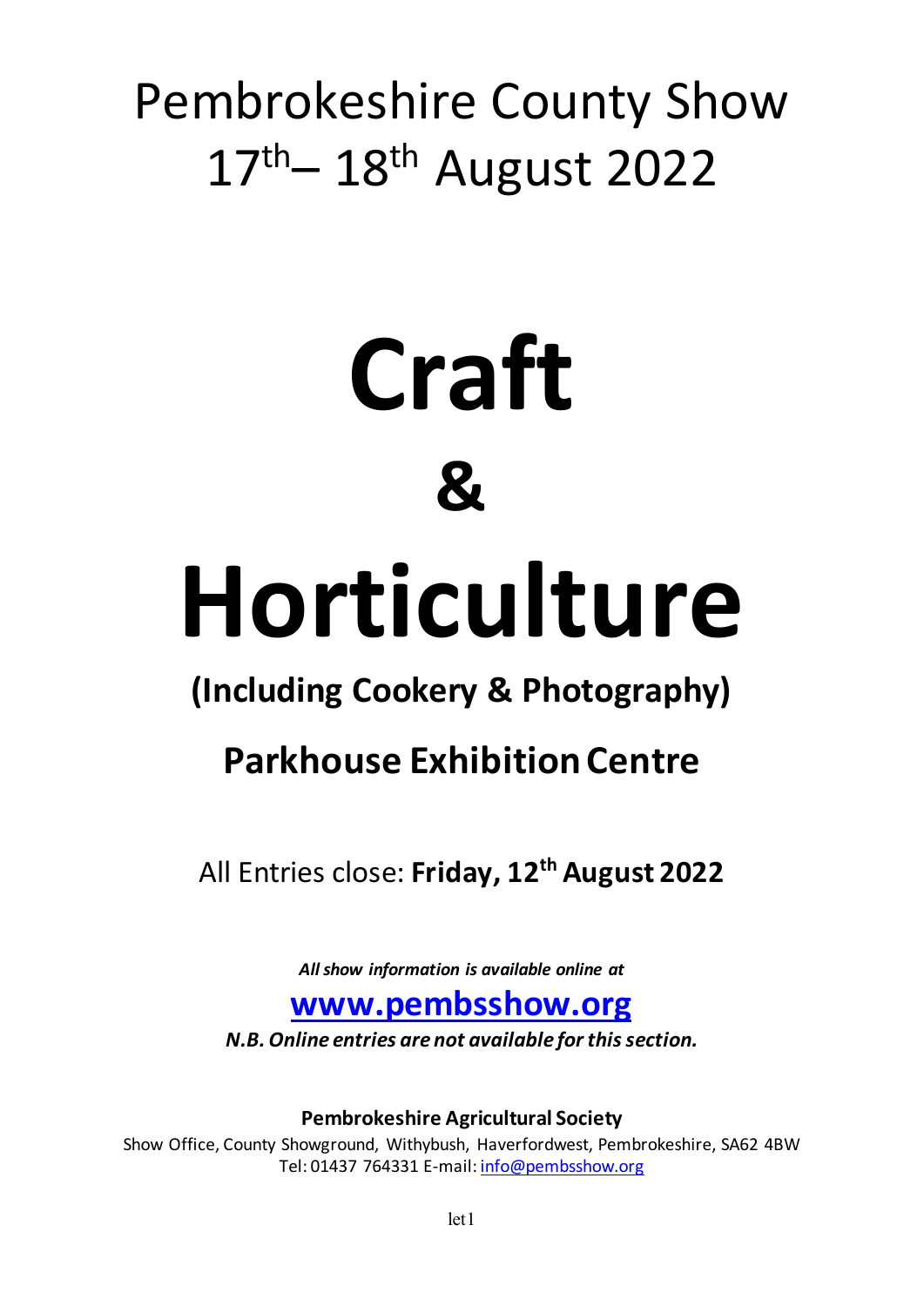# Pembrokeshire County Show
# 17th– 18th August 2022

# Craft
# &
# Horticulture

## (Including Cookery & Photography)

## Parkhouse Exhibition Centre

All Entries close: **Friday, 12th August 2022**

***All show information is available online at***

## [www.pembsshow.org](http://www.pembsshow.org)

***N.B. Online entries are not available for this section.***

**Pembrokeshire Agricultural Society**
Show Office, County Showground, Withybush, Haverfordwest, Pembrokeshire, SA62 4BW
Tel: 01437 764331 E-mail: [info@pembsshow.org](mailto:info@pembsshow.org)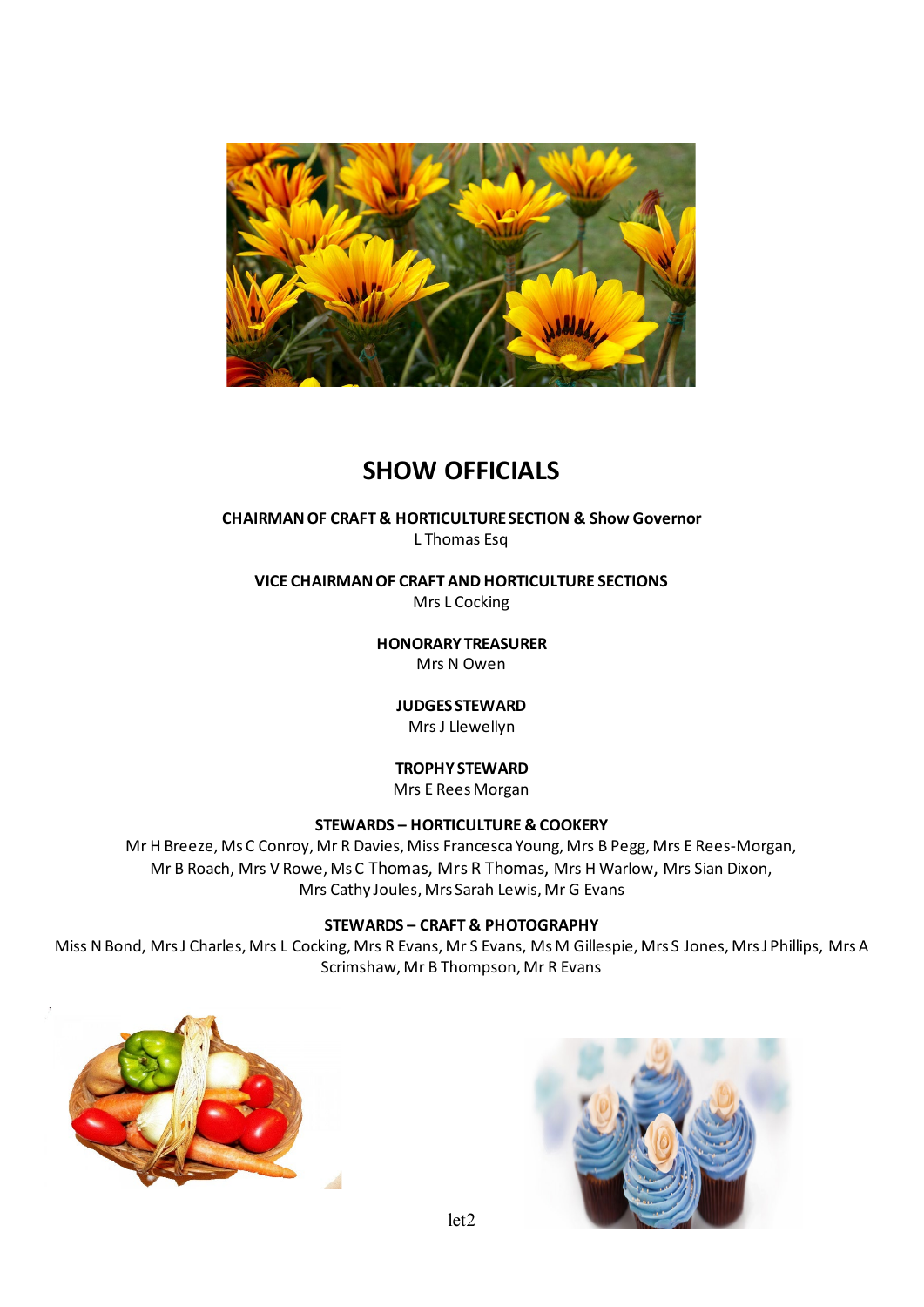# SHOW OFFICIALS

**CHAIRMAN OF CRAFT & HORTICULTURE SECTION & Show Governor**
L Thomas Esq

**VICE CHAIRMAN OF CRAFT AND HORTICULTURE SECTIONS**
Mrs L Cocking

**HONORARY TREASURER**
Mrs N Owen

**JUDGES STEWARD**
Mrs J Llewellyn

**TROPHY STEWARD**
Mrs E Rees Morgan

**STEWARDS – HORTICULTURE & COOKERY**
Mr H Breeze, Ms C Conroy, Mr R Davies, Miss Francesca Young, Mrs B Pegg, Mrs E Rees-Morgan, Mr B Roach, Mrs V Rowe, Ms C Thomas, Mrs R Thomas, Mrs H Warlow, Mrs Sian Dixon, Mrs Cathy Joules, Mrs Sarah Lewis, Mr G Evans

**STEWARDS – CRAFT & PHOTOGRAPHY**
Miss N Bond, Mrs J Charles, Mrs L Cocking, Mrs R Evans, Mr S Evans, Ms M Gillespie, Mrs S Jones, Mrs J Phillips, Mrs A Scrimshaw, Mr B Thompson, Mr R Evans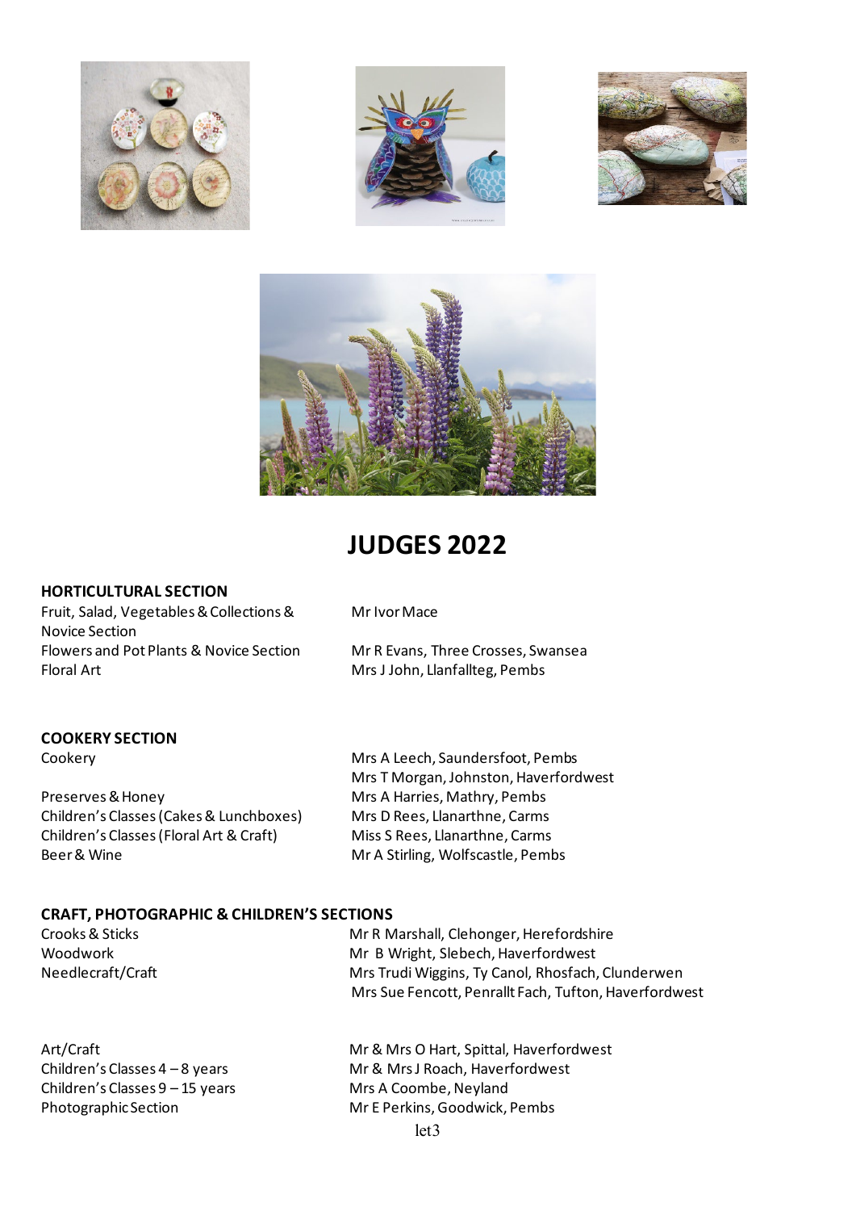# JUDGES 2022

### HORTICULTURAL SECTION

| | |
|---|---|
| Fruit, Salad, Vegetables & Collections & Novice Section | Mr Ivor Mace |
| Flowers and Pot Plants & Novice Section | Mr R Evans, Three Crosses, Swansea |
| Floral Art | Mrs J John, Llanfallteg, Pembs |

### COOKERY SECTION

| | |
|---|---|
| Cookery | Mrs A Leech, Saundersfoot, Pembs<br>Mrs T Morgan, Johnston, Haverfordwest |
| Preserves & Honey | Mrs A Harries, Mathry, Pembs |
| Children's Classes (Cakes & Lunchboxes) | Mrs D Rees, Llanarthne, Carms |
| Children's Classes (Floral Art & Craft) | Miss S Rees, Llanarthne, Carms |
| Beer & Wine | Mr A Stirling, Wolfscastle, Pembs |

### CRAFT, PHOTOGRAPHIC & CHILDREN'S SECTIONS

| | |
|---|---|
| Crooks & Sticks | Mr R Marshall, Clehonger, Herefordshire |
| Woodwork | Mr B Wright, Slebech, Haverfordwest |
| Needlecraft/Craft | Mrs Trudi Wiggins, Ty Canol, Rhosfach, Clunderwen<br>Mrs Sue Fencott, Penrallt Fach, Tufton, Haverfordwest |
| Art/Craft | Mr & Mrs O Hart, Spittal, Haverfordwest |
| Children's Classes 4 – 8 years | Mr & Mrs J Roach, Haverfordwest |
| Children's Classes 9 – 15 years | Mrs A Coombe, Neyland |
| Photographic Section | Mr E Perkins, Goodwick, Pembs |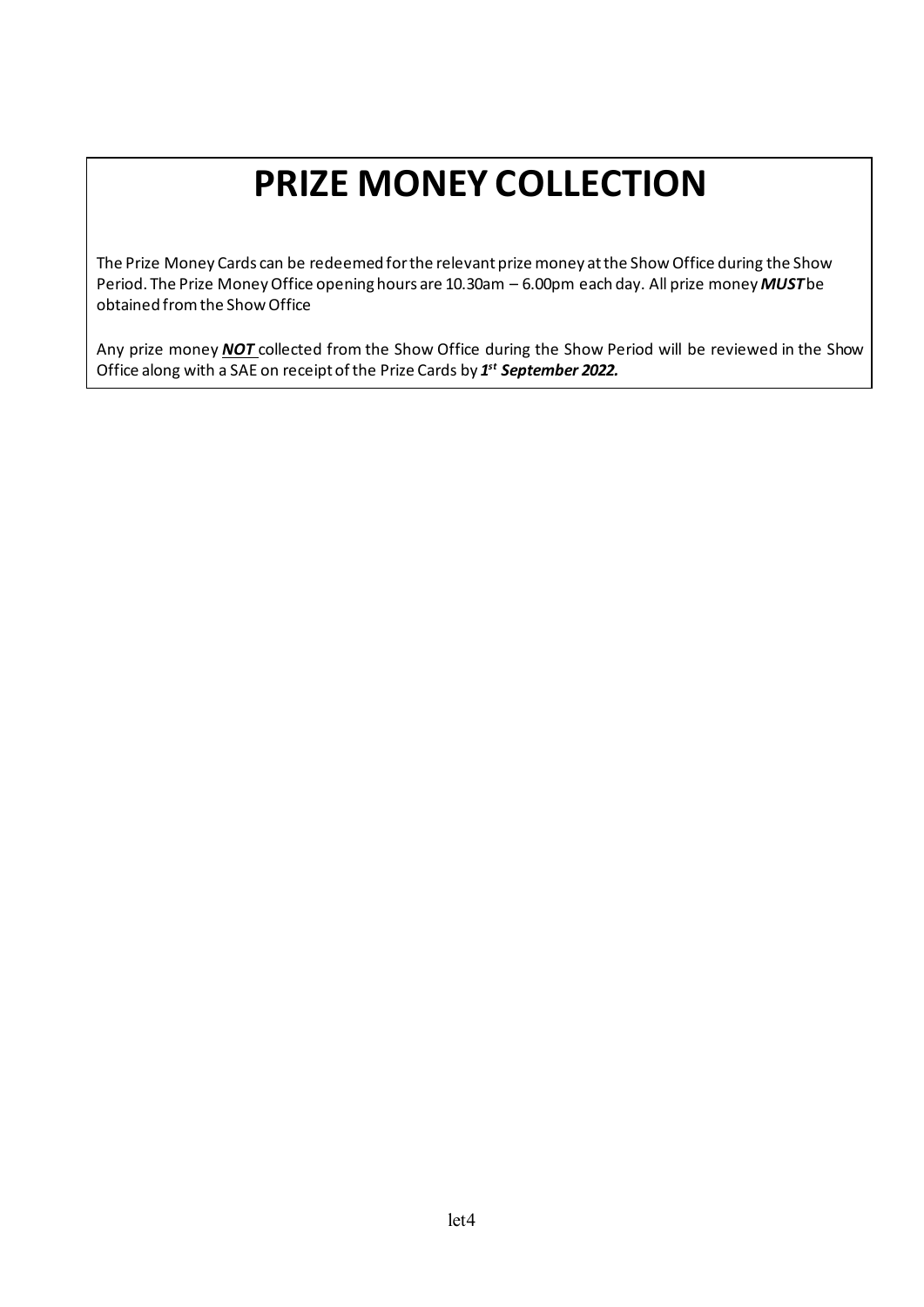# PRIZE MONEY COLLECTION

The Prize Money Cards can be redeemed for the relevant prize money at the Show Office during the Show Period. The Prize Money Office opening hours are 10.30am – 6.00pm each day. All prize money ***MUST*** be obtained from the Show Office

Any prize money ***NOT*** collected from the Show Office during the Show Period will be reviewed in the Show Office along with a SAE on receipt of the Prize Cards by ***1st September 2022.***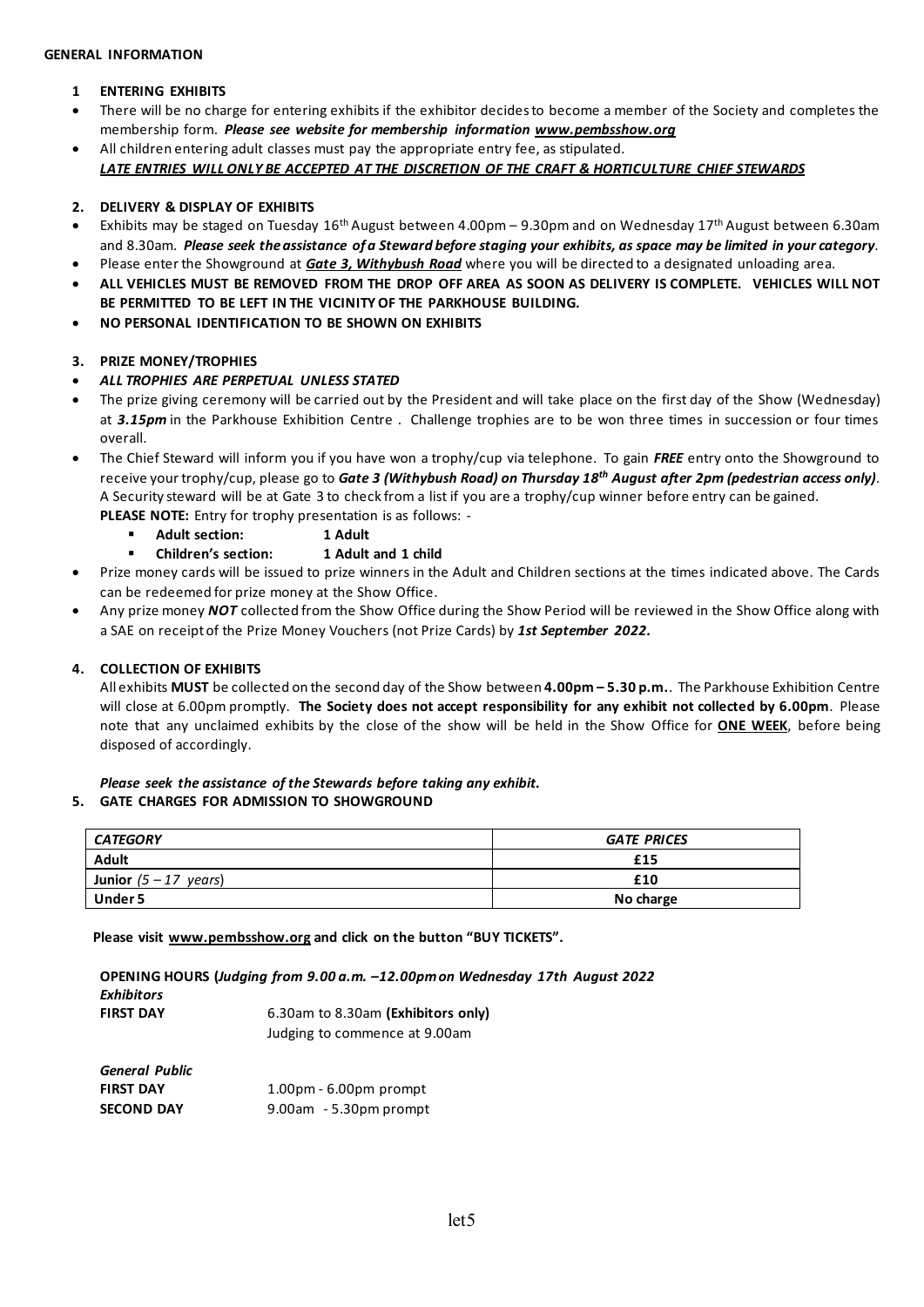**GENERAL INFORMATION**

**1 ENTERING EXHIBITS**

- There will be no charge for entering exhibits if the exhibitor decides to become a member of the Society and completes the membership form. ***Please see website for membership information www.pembsshow.org***
- All children entering adult classes must pay the appropriate entry fee, as stipulated.
  ***LATE ENTRIES WILL ONLY BE ACCEPTED AT THE DISCRETION OF THE CRAFT & HORTICULTURE CHIEF STEWARDS***

**2. DELIVERY & DISPLAY OF EXHIBITS**

- Exhibits may be staged on Tuesday 16th August between 4.00pm – 9.30pm and on Wednesday 17th August between 6.30am and 8.30am. ***Please seek the assistance of a Steward before staging your exhibits, as space may be limited in your category.***
- Please enter the Showground at ***Gate 3, Withybush Road*** where you will be directed to a designated unloading area.
- **ALL VEHICLES MUST BE REMOVED FROM THE DROP OFF AREA AS SOON AS DELIVERY IS COMPLETE. VEHICLES WILL NOT BE PERMITTED TO BE LEFT IN THE VICINITY OF THE PARKHOUSE BUILDING.**
- **NO PERSONAL IDENTIFICATION TO BE SHOWN ON EXHIBITS**

**3. PRIZE MONEY/TROPHIES**

- ***ALL TROPHIES ARE PERPETUAL UNLESS STATED***
- The prize giving ceremony will be carried out by the President and will take place on the first day of the Show (Wednesday) at ***3.15pm*** in the Parkhouse Exhibition Centre . Challenge trophies are to be won three times in succession or four times overall.
- The Chief Steward will inform you if you have won a trophy/cup via telephone. To gain ***FREE*** entry onto the Showground to receive your trophy/cup, please go to ***Gate 3 (Withybush Road) on Thursday 18th August after 2pm (pedestrian access only)***. A Security steward will be at Gate 3 to check from a list if you are a trophy/cup winner before entry can be gained.
  **PLEASE NOTE:** Entry for trophy presentation is as follows: -
  - **Adult section:** **1 Adult**
  - **Children's section:** **1 Adult and 1 child**
- Prize money cards will be issued to prize winners in the Adult and Children sections at the times indicated above. The Cards can be redeemed for prize money at the Show Office.
- Any prize money ***NOT*** collected from the Show Office during the Show Period will be reviewed in the Show Office along with a SAE on receipt of the Prize Money Vouchers (not Prize Cards) by ***1st September 2022.***

**4. COLLECTION OF EXHIBITS**

All exhibits **MUST** be collected on the second day of the Show between **4.00pm – 5.30 p.m.**. The Parkhouse Exhibition Centre will close at 6.00pm promptly. **The Society does not accept responsibility for any exhibit not collected by 6.00pm**. Please note that any unclaimed exhibits by the close of the show will be held in the Show Office for **ONE WEEK**, before being disposed of accordingly.

***Please seek the assistance of the Stewards before taking any exhibit.***

**5. GATE CHARGES FOR ADMISSION TO SHOWGROUND**

| *CATEGORY* | *GATE PRICES* |
|---|---|
| **Adult** | **£15** |
| **Junior** *(5 – 17 years)* | **£10** |
| **Under 5** | **No charge** |

**Please visit www.pembsshow.org and click on the button "BUY TICKETS".**

**OPENING HOURS (*Judging from 9.00 a.m. –12.00pm on Wednesday 17th August 2022***

***Exhibitors***

**FIRST DAY** 6.30am to 8.30am **(Exhibitors only)**
Judging to commence at 9.00am

***General Public***

**FIRST DAY** 1.00pm - 6.00pm prompt

**SECOND DAY** 9.00am - 5.30pm prompt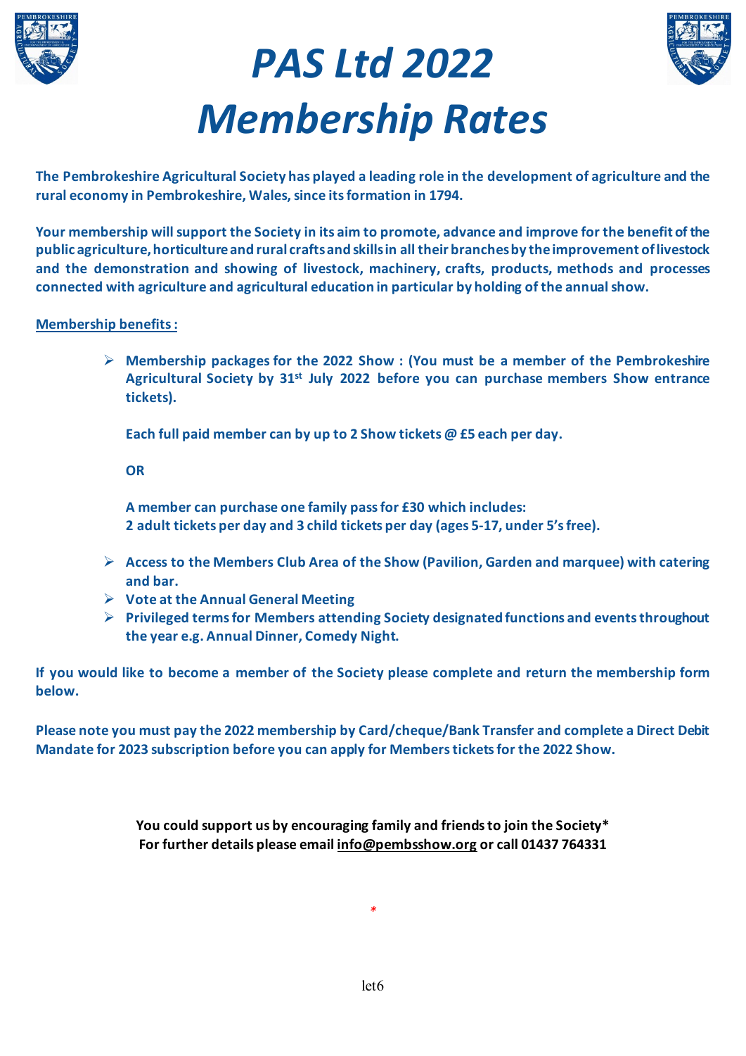# *PAS Ltd 2022 Membership Rates*

**The Pembrokeshire Agricultural Society has played a leading role in the development of agriculture and the rural economy in Pembrokeshire, Wales, since its formation in 1794.**

**Your membership will support the Society in its aim to promote, advance and improve for the benefit of the public agriculture, horticulture and rural crafts and skills in all their branches by the improvement of livestock and the demonstration and showing of livestock, machinery, crafts, products, methods and processes connected with agriculture and agricultural education in particular by holding of the annual show.**

**<u>Membership benefits :</u>**

- **Membership packages for the 2022 Show : (You must be a member of the Pembrokeshire Agricultural Society by 31st July 2022 before you can purchase members Show entrance tickets).**

  **Each full paid member can by up to 2 Show tickets @ £5 each per day.**

  **OR**

  **A member can purchase one family pass for £30 which includes:**
  **2 adult tickets per day and 3 child tickets per day (ages 5-17, under 5's free).**

- **Access to the Members Club Area of the Show (Pavilion, Garden and marquee) with catering and bar.**
- **Vote at the Annual General Meeting**
- **Privileged terms for Members attending Society designated functions and events throughout the year e.g. Annual Dinner, Comedy Night.**

**If you would like to become a member of the Society please complete and return the membership form below.**

**Please note you must pay the 2022 membership by Card/cheque/Bank Transfer and complete a Direct Debit Mandate for 2023 subscription before you can apply for Members tickets for the 2022 Show.**

**You could support us by encouraging family and friends to join the Society***
**For further details please email <u>info@pembsshow.org</u> or call 01437 764331**

*

let6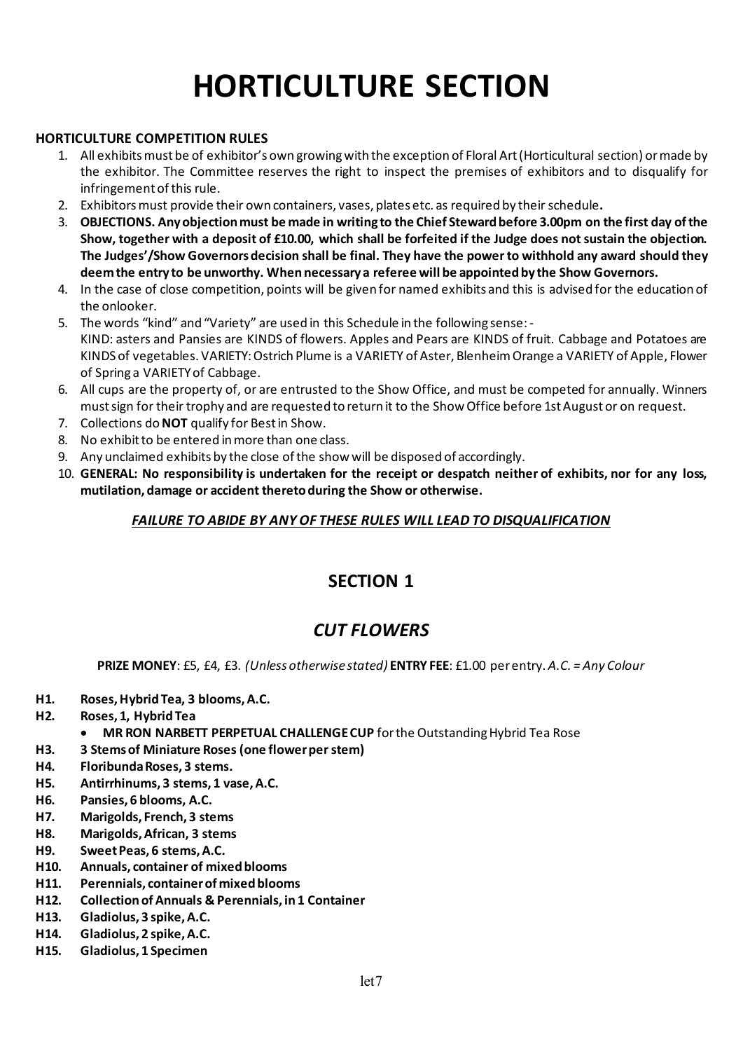# HORTICULTURE SECTION

**HORTICULTURE COMPETITION RULES**

1. All exhibits must be of exhibitor's own growing with the exception of Floral Art (Horticultural section) or made by the exhibitor. The Committee reserves the right to inspect the premises of exhibitors and to disqualify for infringement of this rule.
2. Exhibitors must provide their own containers, vases, plates etc. as required by their schedule**.**
3. **OBJECTIONS. Any objection must be made in writing to the Chief Steward before 3.00pm on the first day of the Show, together with a deposit of £10.00, which shall be forfeited if the Judge does not sustain the objection. The Judges'/Show Governors decision shall be final. They have the power to withhold any award should they deem the entry to be unworthy. When necessary a referee will be appointed by the Show Governors.**
4. In the case of close competition, points will be given for named exhibits and this is advised for the education of the onlooker.
5. The words "kind" and "Variety" are used in this Schedule in the following sense: - KIND: asters and Pansies are KINDS of flowers. Apples and Pears are KINDS of fruit. Cabbage and Potatoes are KINDS of vegetables. VARIETY: Ostrich Plume is a VARIETY of Aster, Blenheim Orange a VARIETY of Apple, Flower of Spring a VARIETY of Cabbage.
6. All cups are the property of, or are entrusted to the Show Office, and must be competed for annually. Winners must sign for their trophy and are requested to return it to the Show Office before 1st August or on request.
7. Collections do **NOT** qualify for Best in Show.
8. No exhibit to be entered in more than one class.
9. Any unclaimed exhibits by the close of the show will be disposed of accordingly.
10. **GENERAL: No responsibility is undertaken for the receipt or despatch neither of exhibits, nor for any loss, mutilation, damage or accident thereto during the Show or otherwise.**

***FAILURE TO ABIDE BY ANY OF THESE RULES WILL LEAD TO DISQUALIFICATION***

## SECTION 1

## *CUT FLOWERS*

**PRIZE MONEY**: £5, £4, £3. *(Unless otherwise stated)* **ENTRY FEE**: £1.00 per entry. *A.C. = Any Colour*

- **H1. Roses, Hybrid Tea, 3 blooms, A.C.**
- **H2. Roses, 1, Hybrid Tea**
  - **MR RON NARBETT PERPETUAL CHALLENGE CUP** for the Outstanding Hybrid Tea Rose
- **H3. 3 Stems of Miniature Roses (one flower per stem)**
- **H4. Floribunda Roses, 3 stems.**
- **H5. Antirrhinums, 3 stems, 1 vase, A.C.**
- **H6. Pansies, 6 blooms, A.C.**
- **H7. Marigolds, French, 3 stems**
- **H8. Marigolds, African, 3 stems**
- **H9. Sweet Peas, 6 stems, A.C.**
- **H10. Annuals, container of mixed blooms**
- **H11. Perennials, container of mixed blooms**
- **H12. Collection of Annuals & Perennials, in 1 Container**
- **H13. Gladiolus, 3 spike, A.C.**
- **H14. Gladiolus, 2 spike, A.C.**
- **H15. Gladiolus, 1 Specimen**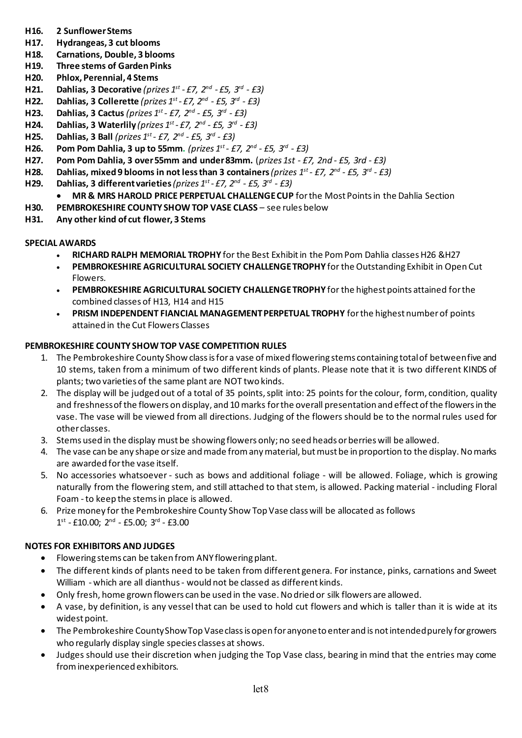- **H16. 2 Sunflower Stems**
- **H17. Hydrangeas, 3 cut blooms**
- **H18. Carnations, Double, 3 blooms**
- **H19. Three stems of Garden Pinks**
- **H20. Phlox, Perennial, 4 Stems**
- **H21. Dahlias, 3 Decorative** *(prizes 1st - £7, 2nd - £5, 3rd - £3)*
- **H22. Dahlias, 3 Collerette** *(prizes 1st - £7, 2nd - £5, 3rd - £3)*
- **H23. Dahlias, 3 Cactus** *(prizes 1st - £7, 2nd - £5, 3rd - £3)*
- **H24. Dahlias, 3 Waterlily** *(prizes 1st - £7, 2nd - £5, 3rd - £3)*
- **H25. Dahlias, 3 Ball** *(prizes 1st - £7, 2nd - £5, 3rd - £3)*
- **H26. Pom Pom Dahlia, 3 up to 55mm.** *(prizes 1st - £7, 2nd - £5, 3rd - £3)*
- **H27. Pom Pom Dahlia, 3 over 55mm and under 83mm.** (*prizes 1st - £7, 2nd - £5, 3rd - £3)*
- **H28. Dahlias, mixed 9 blooms in not less than 3 containers** *(prizes 1st - £7, 2nd - £5, 3rd - £3)*
- **H29. Dahlias, 3 different varieties** *(prizes 1st - £7, 2nd - £5, 3rd - £3)*
  - **MR & MRS HAROLD PRICE PERPETUAL CHALLENGE CUP** for the Most Points in the Dahlia Section
- **H30. PEMBROKESHIRE COUNTY SHOW TOP VASE CLASS** – see rules below
- **H31. Any other kind of cut flower, 3 Stems**

**SPECIAL AWARDS**

- **RICHARD RALPH MEMORIAL TROPHY** for the Best Exhibit in the Pom Pom Dahlia classes H26 &H27
- **PEMBROKESHIRE AGRICULTURAL SOCIETY CHALLENGE TROPHY** for the Outstanding Exhibit in Open Cut Flowers.
- **PEMBROKESHIRE AGRICULTURAL SOCIETY CHALLENGE TROPHY** for the highest points attained for the combined classes of H13, H14 and H15
- **PRISM INDEPENDENT FIANCIAL MANAGEMENT PERPETUAL TROPHY** for the highest number of points attained in the Cut Flowers Classes

**PEMBROKESHIRE COUNTY SHOW TOP VASE COMPETITION RULES**

1. The Pembrokeshire County Show class is for a vase of mixed flowering stems containing total of between five and 10 stems, taken from a minimum of two different kinds of plants. Please note that it is two different KINDS of plants; two varieties of the same plant are NOT two kinds.
2. The display will be judged out of a total of 35 points, split into: 25 points for the colour, form, condition, quality and freshness of the flowers on display, and 10 marks for the overall presentation and effect of the flowers in the vase. The vase will be viewed from all directions. Judging of the flowers should be to the normal rules used for other classes.
3. Stems used in the display must be showing flowers only; no seed heads or berries will be allowed.
4. The vase can be any shape or size and made from any material, but must be in proportion to the display. No marks are awarded for the vase itself.
5. No accessories whatsoever - such as bows and additional foliage - will be allowed. Foliage, which is growing naturally from the flowering stem, and still attached to that stem, is allowed. Packing material - including Floral Foam - to keep the stems in place is allowed.
6. Prize money for the Pembrokeshire County Show Top Vase class will be allocated as follows
   1st - £10.00; 2nd - £5.00; 3rd - £3.00

**NOTES FOR EXHIBITORS AND JUDGES**

- Flowering stems can be taken from ANY flowering plant.
- The different kinds of plants need to be taken from different genera. For instance, pinks, carnations and Sweet William - which are all dianthus - would not be classed as different kinds.
- Only fresh, home grown flowers can be used in the vase. No dried or silk flowers are allowed.
- A vase, by definition, is any vessel that can be used to hold cut flowers and which is taller than it is wide at its widest point.
- The Pembrokeshire County Show Top Vase class is open for anyone to enter and is not intended purely for growers who regularly display single species classes at shows.
- Judges should use their discretion when judging the Top Vase class, bearing in mind that the entries may come from inexperienced exhibitors.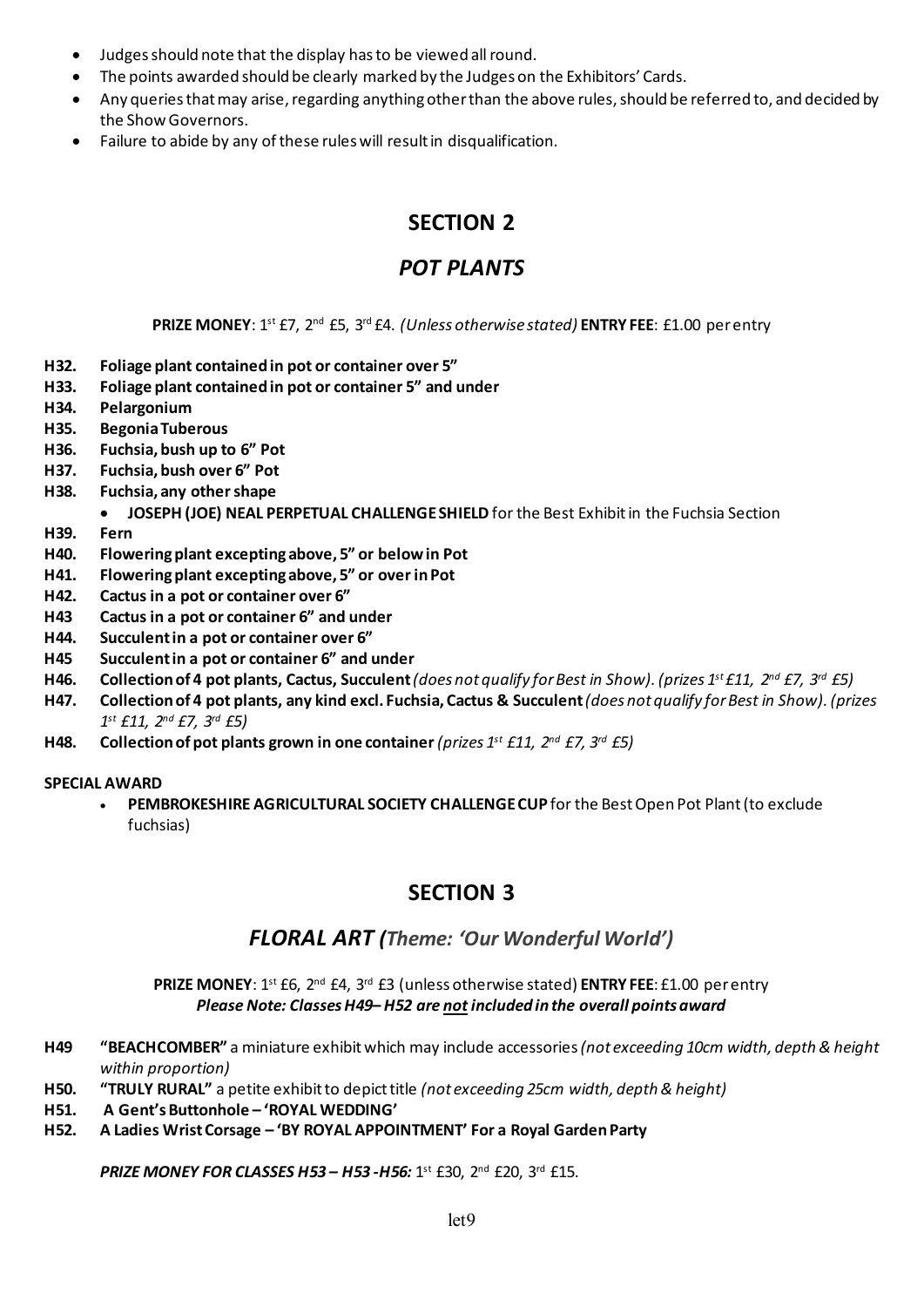- Judges should note that the display has to be viewed all round.
- The points awarded should be clearly marked by the Judges on the Exhibitors' Cards.
- Any queries that may arise, regarding anything other than the above rules, should be referred to, and decided by the Show Governors.
- Failure to abide by any of these rules will result in disqualification.

## SECTION 2

## *POT PLANTS*

**PRIZE MONEY**: 1st £7, 2nd £5, 3rd £4. *(Unless otherwise stated)* **ENTRY FEE**: £1.00 per entry

**H32. Foliage plant contained in pot or container over 5"**
**H33. Foliage plant contained in pot or container 5" and under**
**H34. Pelargonium**
**H35. Begonia Tuberous**
**H36. Fuchsia, bush up to 6" Pot**
**H37. Fuchsia, bush over 6" Pot**
**H38. Fuchsia, any other shape**

- **JOSEPH (JOE) NEAL PERPETUAL CHALLENGE SHIELD** for the Best Exhibit in the Fuchsia Section

**H39. Fern**
**H40. Flowering plant excepting above, 5" or below in Pot**
**H41. Flowering plant excepting above, 5" or over in Pot**
**H42. Cactus in a pot or container over 6"**
**H43 Cactus in a pot or container 6" and under**
**H44. Succulent in a pot or container over 6"**
**H45 Succulent in a pot or container 6" and under**
**H46. Collection of 4 pot plants, Cactus, Succulent** *(does not qualify for Best in Show). (prizes 1st £11, 2nd £7, 3rd £5)*
**H47. Collection of 4 pot plants, any kind excl. Fuchsia, Cactus & Succulent** *(does not qualify for Best in Show). (prizes 1st £11, 2nd £7, 3rd £5)*
**H48. Collection of pot plants grown in one container** *(prizes 1st £11, 2nd £7, 3rd £5)*

**SPECIAL AWARD**

- **PEMBROKESHIRE AGRICULTURAL SOCIETY CHALLENGE CUP** for the Best Open Pot Plant (to exclude fuchsias)

## SECTION 3

## *FLORAL ART (Theme: 'Our Wonderful World')*

**PRIZE MONEY**: 1st £6, 2nd £4, 3rd £3 (unless otherwise stated) **ENTRY FEE**: £1.00 per entry
***Please Note: Classes H49– H52 are not included in the overall points award***

**H49 "BEACHCOMBER"** a miniature exhibit which may include accessories *(not exceeding 10cm width, depth & height within proportion)*
**H50. "TRULY RURAL"** a petite exhibit to depict title *(not exceeding 25cm width, depth & height)*
**H51. A Gent's Buttonhole – 'ROYAL WEDDING'**
**H52. A Ladies Wrist Corsage – 'BY ROYAL APPOINTMENT' For a Royal Garden Party**

***PRIZE MONEY FOR CLASSES H53 – H53 -H56:*** 1st £30, 2nd £20, 3rd £15.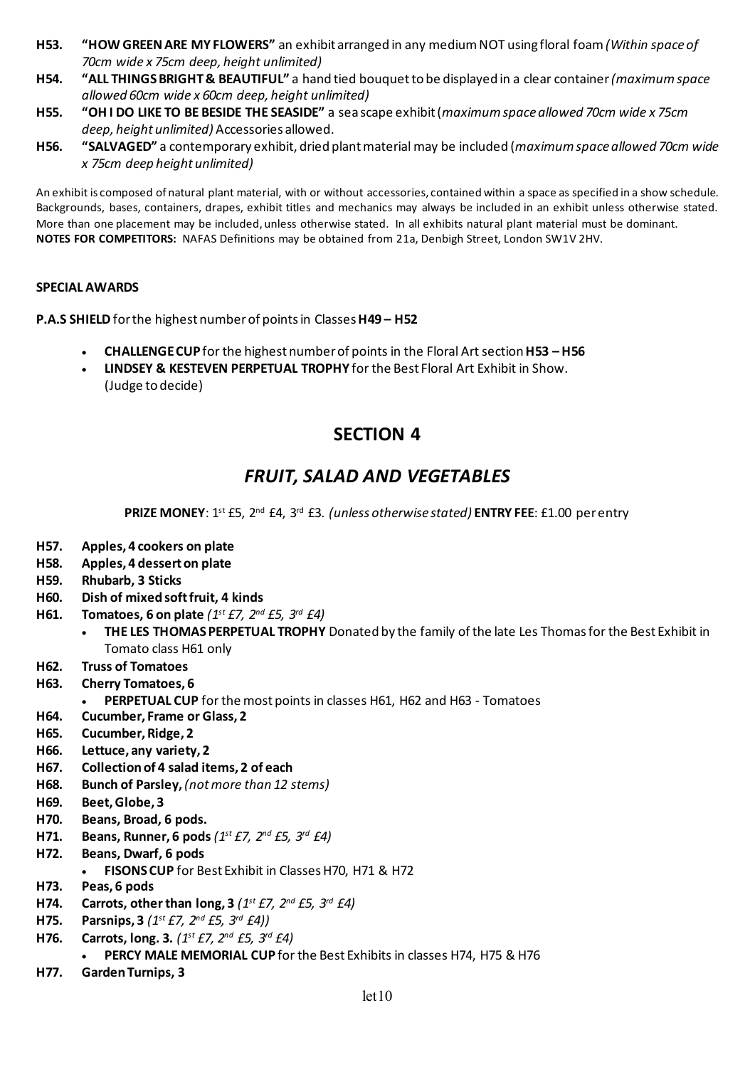- **H53.** **"HOW GREEN ARE MY FLOWERS"** an exhibit arranged in any medium NOT using floral foam *(Within space of 70cm wide x 75cm deep, height unlimited)*
- **H54.** **"ALL THINGS BRIGHT & BEAUTIFUL"** a hand tied bouquet to be displayed in a clear container *(maximum space allowed 60cm wide x 60cm deep, height unlimited)*
- **H55.** **"OH I DO LIKE TO BE BESIDE THE SEASIDE"** a sea scape exhibit (*maximum space allowed 70cm wide x 75cm deep, height unlimited)* Accessories allowed.
- **H56.** **"SALVAGED"** a contemporary exhibit, dried plant material may be included (*maximum space allowed 70cm wide x 75cm deep height unlimited)*

An exhibit is composed of natural plant material, with or without accessories, contained within a space as specified in a show schedule. Backgrounds, bases, containers, drapes, exhibit titles and mechanics may always be included in an exhibit unless otherwise stated. More than one placement may be included, unless otherwise stated. In all exhibits natural plant material must be dominant.
**NOTES FOR COMPETITORS:** NAFAS Definitions may be obtained from 21a, Denbigh Street, London SW1V 2HV.

**SPECIAL AWARDS**

**P.A.S SHIELD** for the highest number of points in Classes **H49 – H52**

- **CHALLENGE CUP** for the highest number of points in the Floral Art section **H53 – H56**
- **LINDSEY & KESTEVEN PERPETUAL TROPHY** for the Best Floral Art Exhibit in Show. (Judge to decide)

## SECTION 4

## *FRUIT, SALAD AND VEGETABLES*

**PRIZE MONEY**: 1st £5, 2nd £4, 3rd £3. *(unless otherwise stated)* **ENTRY FEE**: £1.00 per entry

- **H57.** **Apples, 4 cookers on plate**
- **H58.** **Apples, 4 dessert on plate**
- **H59.** **Rhubarb, 3 Sticks**
- **H60.** **Dish of mixed soft fruit, 4 kinds**
- **H61.** **Tomatoes, 6 on plate** *(1st £7, 2nd £5, 3rd £4)*
  - **THE LES THOMAS PERPETUAL TROPHY** Donated by the family of the late Les Thomas for the Best Exhibit in Tomato class H61 only
- **H62.** **Truss of Tomatoes**
- **H63.** **Cherry Tomatoes, 6**
  - **PERPETUAL CUP** for the most points in classes H61, H62 and H63 - Tomatoes
- **H64.** **Cucumber, Frame or Glass, 2**
- **H65.** **Cucumber, Ridge, 2**
- **H66.** **Lettuce, any variety, 2**
- **H67.** **Collection of 4 salad items, 2 of each**
- **H68.** **Bunch of Parsley,** *(not more than 12 stems)*
- **H69.** **Beet, Globe, 3**
- **H70.** **Beans, Broad, 6 pods.**
- **H71.** **Beans, Runner, 6 pods** *(1st £7, 2nd £5, 3rd £4)*
- **H72.** **Beans, Dwarf, 6 pods**
  - **FISONS CUP** for Best Exhibit in Classes H70, H71 & H72
- **H73.** **Peas, 6 pods**
- **H74.** **Carrots, other than long, 3** *(1st £7, 2nd £5, 3rd £4)*
- **H75.** **Parsnips, 3** *(1st £7, 2nd £5, 3rd £4))*
- **H76.** **Carrots, long. 3.** *(1st £7, 2nd £5, 3rd £4)*
  - **PERCY MALE MEMORIAL CUP** for the Best Exhibits in classes H74, H75 & H76
- **H77.** **Garden Turnips, 3**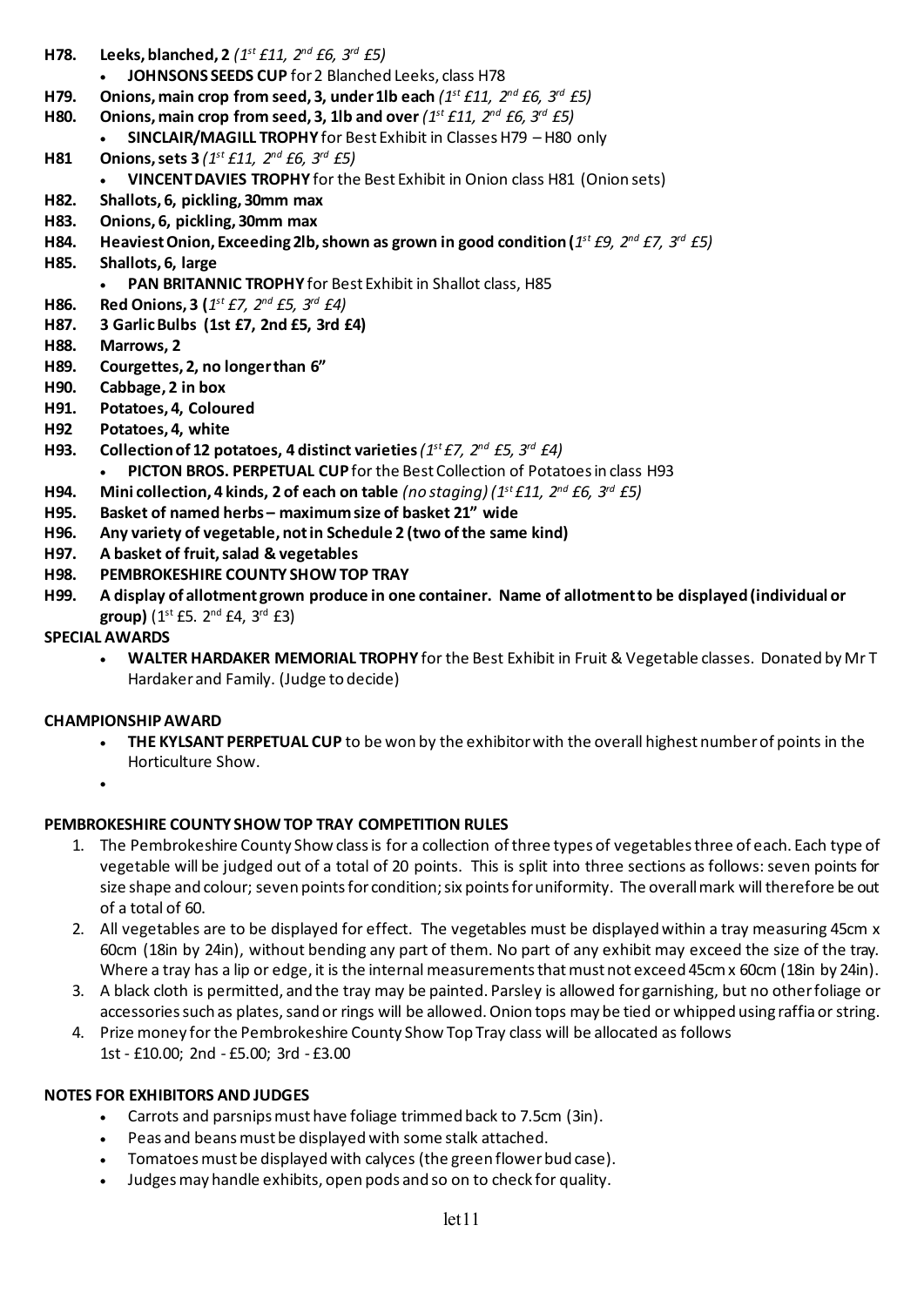**H78. Leeks, blanched, 2** *(1st £11, 2nd £6, 3rd £5)*

- **JOHNSONS SEEDS CUP** for 2 Blanched Leeks, class H78

**H79. Onions, main crop from seed, 3, under 1lb each** *(1st £11, 2nd £6, 3rd £5)*

**H80. Onions, main crop from seed, 3, 1lb and over** *(1st £11, 2nd £6, 3rd £5)*

- **SINCLAIR/MAGILL TROPHY** for Best Exhibit in Classes H79 – H80 only

**H81 Onions, sets 3** *(1st £11, 2nd £6, 3rd £5)*

- **VINCENT DAVIES TROPHY** for the Best Exhibit in Onion class H81 (Onion sets)

**H82. Shallots, 6, pickling, 30mm max**

**H83. Onions, 6, pickling, 30mm max**

**H84. Heaviest Onion, Exceeding 2lb, shown as grown in good condition (***1st £9, 2nd £7, 3rd £5)*

**H85. Shallots, 6, large**

- **PAN BRITANNIC TROPHY** for Best Exhibit in Shallot class, H85

**H86. Red Onions, 3 (***1st £7, 2nd £5, 3rd £4)*

**H87. 3 Garlic Bulbs (1st £7, 2nd £5, 3rd £4)**

**H88. Marrows, 2**

**H89. Courgettes, 2, no longer than 6"**

**H90. Cabbage, 2 in box**

**H91. Potatoes, 4, Coloured**

**H92 Potatoes, 4, white**

**H93. Collection of 12 potatoes, 4 distinct varieties** *(1st £7, 2nd £5, 3rd £4)*

- **PICTON BROS. PERPETUAL CUP** for the Best Collection of Potatoes in class H93

**H94. Mini collection, 4 kinds, 2 of each on table** *(no staging) (1st £11, 2nd £6, 3rd £5)*

**H95. Basket of named herbs – maximum size of basket 21" wide**

**H96. Any variety of vegetable, not in Schedule 2 (two of the same kind)**

**H97. A basket of fruit, salad & vegetables**

**H98. PEMBROKESHIRE COUNTY SHOW TOP TRAY**

**H99. A display of allotment grown produce in one container. Name of allotment to be displayed (individual or group)** (1st £5. 2nd £4, 3rd £3)

**SPECIAL AWARDS**

- **WALTER HARDAKER MEMORIAL TROPHY** for the Best Exhibit in Fruit & Vegetable classes. Donated by Mr T Hardaker and Family. (Judge to decide)

**CHAMPIONSHIP AWARD**

- **THE KYLSANT PERPETUAL CUP** to be won by the exhibitor with the overall highest number of points in the Horticulture Show.

**PEMBROKESHIRE COUNTY SHOW TOP TRAY COMPETITION RULES**

1. The Pembrokeshire County Show class is for a collection of three types of vegetables three of each. Each type of vegetable will be judged out of a total of 20 points. This is split into three sections as follows: seven points for size shape and colour; seven points for condition; six points for uniformity. The overall mark will therefore be out of a total of 60.
2. All vegetables are to be displayed for effect. The vegetables must be displayed within a tray measuring 45cm x 60cm (18in by 24in), without bending any part of them. No part of any exhibit may exceed the size of the tray. Where a tray has a lip or edge, it is the internal measurements that must not exceed 45cm x 60cm (18in by 24in).
3. A black cloth is permitted, and the tray may be painted. Parsley is allowed for garnishing, but no other foliage or accessories such as plates, sand or rings will be allowed. Onion tops may be tied or whipped using raffia or string.
4. Prize money for the Pembrokeshire County Show Top Tray class will be allocated as follows
   1st - £10.00; 2nd - £5.00; 3rd - £3.00

**NOTES FOR EXHIBITORS AND JUDGES**

- Carrots and parsnips must have foliage trimmed back to 7.5cm (3in).
- Peas and beans must be displayed with some stalk attached.
- Tomatoes must be displayed with calyces (the green flower bud case).
- Judges may handle exhibits, open pods and so on to check for quality.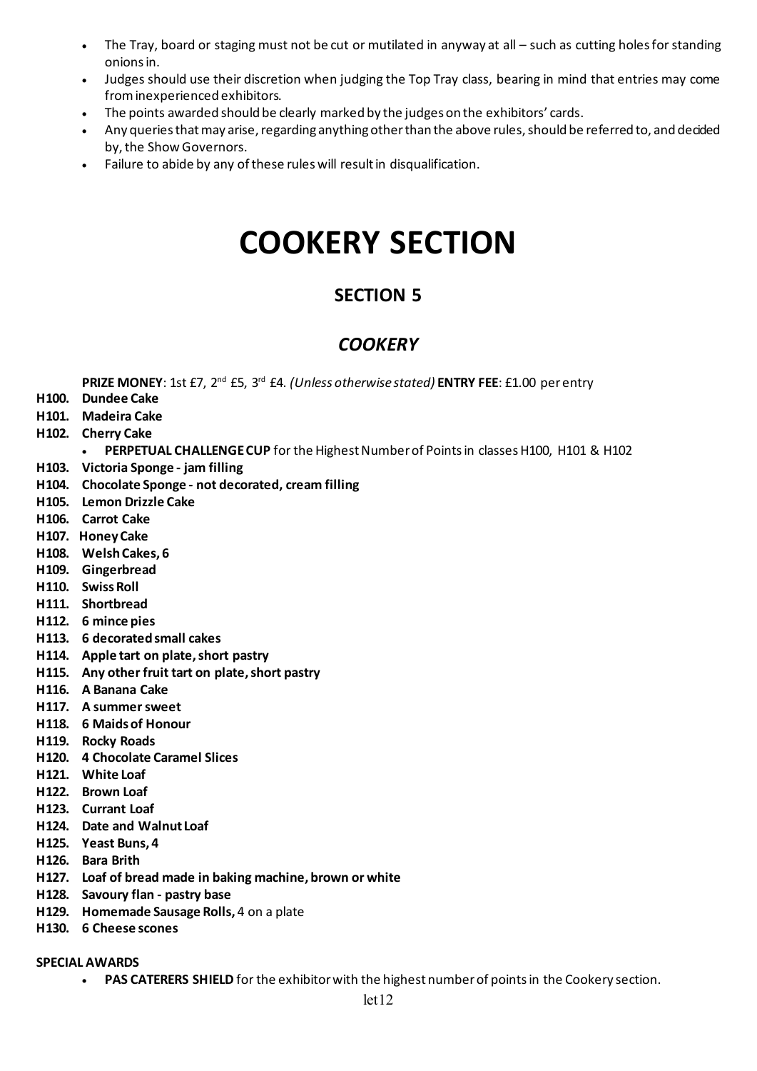- The Tray, board or staging must not be cut or mutilated in anyway at all – such as cutting holes for standing onions in.
- Judges should use their discretion when judging the Top Tray class, bearing in mind that entries may come from inexperienced exhibitors.
- The points awarded should be clearly marked by the judges on the exhibitors' cards.
- Any queries that may arise, regarding anything other than the above rules, should be referred to, and decided by, the Show Governors.
- Failure to abide by any of these rules will result in disqualification.

# COOKERY SECTION

## SECTION 5

## *COOKERY*

**PRIZE MONEY**: 1st £7, 2nd £5, 3rd £4. *(Unless otherwise stated)* **ENTRY FEE**: £1.00 per entry

**H100. Dundee Cake**
**H101. Madeira Cake**
**H102. Cherry Cake**

- **PERPETUAL CHALLENGE CUP** for the Highest Number of Points in classes H100, H101 & H102

**H103. Victoria Sponge - jam filling**
**H104. Chocolate Sponge - not decorated, cream filling**
**H105. Lemon Drizzle Cake**
**H106. Carrot Cake**
**H107. Honey Cake**
**H108. Welsh Cakes, 6**
**H109. Gingerbread**
**H110. Swiss Roll**
**H111. Shortbread**
**H112. 6 mince pies**
**H113. 6 decorated small cakes**
**H114. Apple tart on plate, short pastry**
**H115. Any other fruit tart on plate, short pastry**
**H116. A Banana Cake**
**H117. A summer sweet**
**H118. 6 Maids of Honour**
**H119. Rocky Roads**
**H120. 4 Chocolate Caramel Slices**
**H121. White Loaf**
**H122. Brown Loaf**
**H123. Currant Loaf**
**H124. Date and Walnut Loaf**
**H125. Yeast Buns, 4**
**H126. Bara Brith**
**H127. Loaf of bread made in baking machine, brown or white**
**H128. Savoury flan - pastry base**
**H129. Homemade Sausage Rolls,** 4 on a plate
**H130. 6 Cheese scones**

**SPECIAL AWARDS**

- **PAS CATERERS SHIELD** for the exhibitor with the highest number of points in the Cookery section.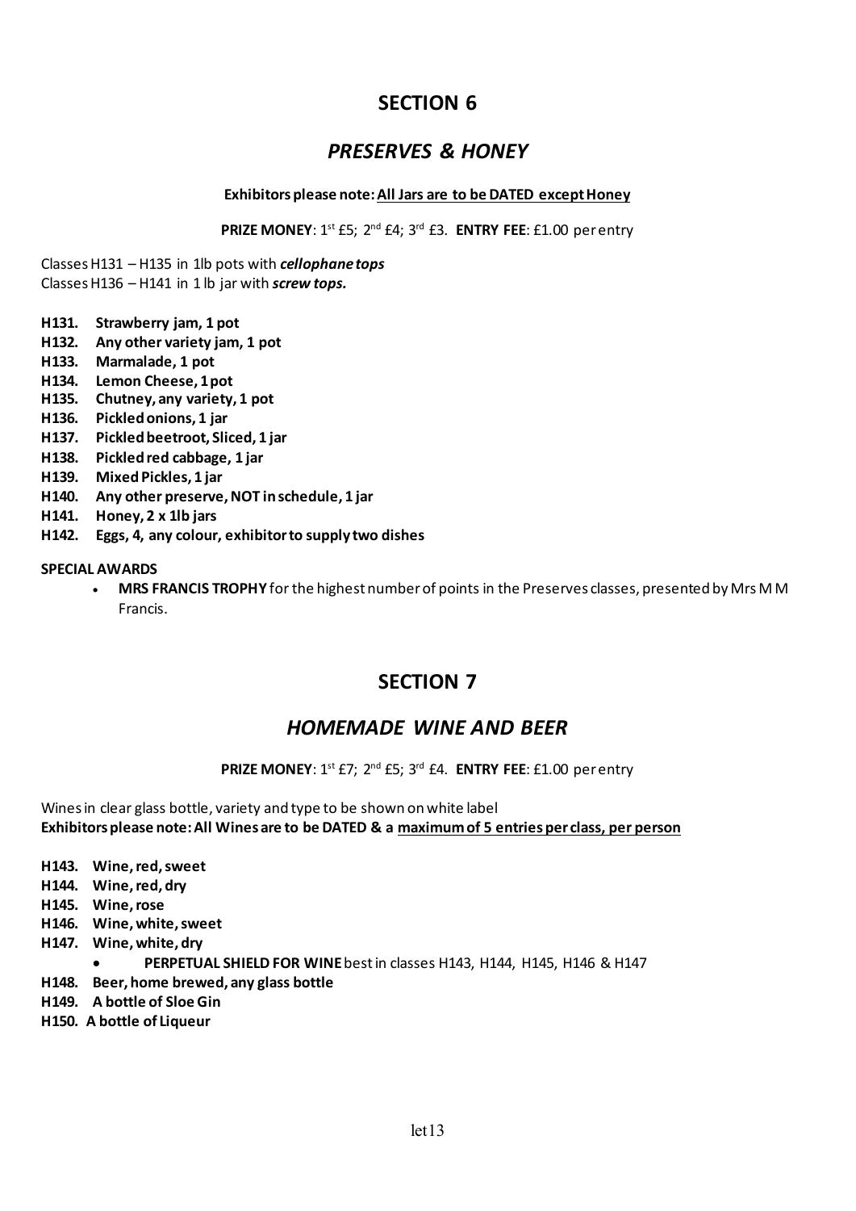## SECTION 6

### *PRESERVES & HONEY*

**Exhibitors please note: <u>All Jars are to be DATED except Honey</u>**

**PRIZE MONEY**: 1st £5; 2nd £4; 3rd £3. **ENTRY FEE**: £1.00 per entry

Classes H131 – H135 in 1lb pots with ***cellophane tops***
Classes H136 – H141 in 1 lb jar with ***screw tops.***

- **H131. Strawberry jam, 1 pot**
- **H132. Any other variety jam, 1 pot**
- **H133. Marmalade, 1 pot**
- **H134. Lemon Cheese, 1 pot**
- **H135. Chutney, any variety, 1 pot**
- **H136. Pickled onions, 1 jar**
- **H137. Pickled beetroot, Sliced, 1 jar**
- **H138. Pickled red cabbage, 1 jar**
- **H139. Mixed Pickles, 1 jar**
- **H140. Any other preserve, NOT in schedule, 1 jar**
- **H141. Honey, 2 x 1lb jars**
- **H142. Eggs, 4, any colour, exhibitor to supply two dishes**

**SPECIAL AWARDS**

- **MRS FRANCIS TROPHY** for the highest number of points in the Preserves classes, presented by Mrs M M Francis.

## SECTION 7

### *HOMEMADE WINE AND BEER*

**PRIZE MONEY**: 1st £7; 2nd £5; 3rd £4. **ENTRY FEE**: £1.00 per entry

Wines in clear glass bottle, variety and type to be shown on white label
**Exhibitors please note: All Wines are to be DATED & a <u>maximum of 5 entries per class, per person</u>**

- **H143. Wine, red, sweet**
- **H144. Wine, red, dry**
- **H145. Wine, rose**
- **H146. Wine, white, sweet**
- **H147. Wine, white, dry**
    - **PERPETUAL SHIELD FOR WINE** best in classes H143, H144, H145, H146 & H147
- **H148. Beer, home brewed, any glass bottle**
- **H149. A bottle of Sloe Gin**
- **H150. A bottle of Liqueur**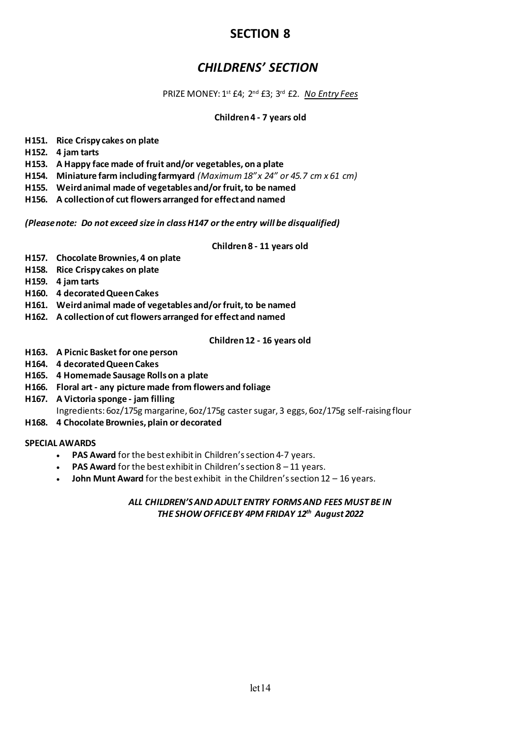# SECTION 8

## *CHILDRENS' SECTION*

PRIZE MONEY: 1st £4; 2nd £3; 3rd £2. *No Entry Fees*

### Children 4 - 7 years old

**H151. Rice Crispy cakes on plate**
**H152. 4 jam tarts**
**H153. A Happy face made of fruit and/or vegetables, on a plate**
**H154. Miniature farm including farmyard** *(Maximum 18" x 24" or 45.7 cm x 61 cm)*
**H155. Weird animal made of vegetables and/or fruit, to be named**
**H156. A collection of cut flowers arranged for effect and named**

***(Please note: Do not exceed size in class H147 or the entry will be disqualified)***

### Children 8 - 11 years old

**H157. Chocolate Brownies, 4 on plate**
**H158. Rice Crispy cakes on plate**
**H159. 4 jam tarts**
**H160. 4 decorated Queen Cakes**
**H161. Weird animal made of vegetables and/or fruit, to be named**
**H162. A collection of cut flowers arranged for effect and named**

### Children 12 - 16 years old

**H163. A Picnic Basket for one person**
**H164. 4 decorated Queen Cakes**
**H165. 4 Homemade Sausage Rolls on a plate**
**H166. Floral art - any picture made from flowers and foliage**
**H167. A Victoria sponge - jam filling**
Ingredients: 6oz/175g margarine, 6oz/175g caster sugar, 3 eggs, 6oz/175g self-raising flour
**H168. 4 Chocolate Brownies, plain or decorated**

**SPECIAL AWARDS**

- **PAS Award** for the best exhibit in Children's section 4-7 years.
- **PAS Award** for the best exhibit in Children's section 8 – 11 years.
- **John Munt Award** for the best exhibit in the Children's section 12 – 16 years.

***ALL CHILDREN'S AND ADULT ENTRY FORMS AND FEES MUST BE IN THE SHOW OFFICE BY 4PM FRIDAY 12th August 2022***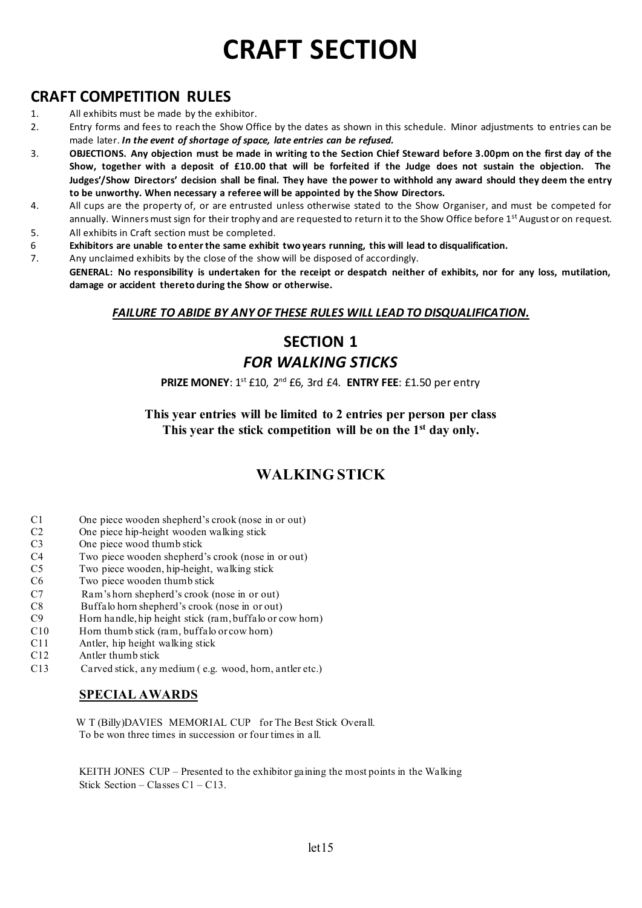# CRAFT SECTION

## CRAFT COMPETITION RULES

1. All exhibits must be made by the exhibitor.
2. Entry forms and fees to reach the Show Office by the dates as shown in this schedule. Minor adjustments to entries can be made later. ***In the event of shortage of space, late entries can be refused.***
3. **OBJECTIONS. Any objection must be made in writing to the Section Chief Steward before 3.00pm on the first day of the Show, together with a deposit of £10.00 that will be forfeited if the Judge does not sustain the objection. The Judges'/Show Directors' decision shall be final. They have the power to withhold any award should they deem the entry to be unworthy. When necessary a referee will be appointed by the Show Directors.**
4. All cups are the property of, or are entrusted unless otherwise stated to the Show Organiser, and must be competed for annually. Winners must sign for their trophy and are requested to return it to the Show Office before 1st August or on request.
5. All exhibits in Craft section must be completed.
6. **Exhibitors are unable to enter the same exhibit two years running, this will lead to disqualification.**
7. Any unclaimed exhibits by the close of the show will be disposed of accordingly.

**GENERAL: No responsibility is undertaken for the receipt or despatch neither of exhibits, nor for any loss, mutilation, damage or accident thereto during the Show or otherwise.**

***FAILURE TO ABIDE BY ANY OF THESE RULES WILL LEAD TO DISQUALIFICATION.***

## SECTION 1

## *FOR WALKING STICKS*

**PRIZE MONEY**: 1st £10, 2nd £6, 3rd £4. **ENTRY FEE**: £1.50 per entry

**This year entries will be limited to 2 entries per person per class**
**This year the stick competition will be on the 1st day only.**

## WALKING STICK

- C1 One piece wooden shepherd's crook (nose in or out)
- C2 One piece hip-height wooden walking stick
- C3 One piece wood thumb stick
- C4 Two piece wooden shepherd's crook (nose in or out)
- C5 Two piece wooden, hip-height, walking stick
- C6 Two piece wooden thumb stick
- C7 Ram's horn shepherd's crook (nose in or out)
- C8 Buffalo horn shepherd's crook (nose in or out)
- C9 Horn handle, hip height stick (ram, buffalo or cow horn)
- C10 Horn thumb stick (ram, buffalo or cow horn)
- C11 Antler, hip height walking stick
- C12 Antler thumb stick
- C13 Carved stick, any medium ( e.g. wood, horn, antler etc.)

### SPECIAL AWARDS

W T (Billy)DAVIES MEMORIAL CUP for The Best Stick Overall.
To be won three times in succession or four times in all.

KEITH JONES CUP – Presented to the exhibitor gaining the most points in the Walking Stick Section – Classes C1 – C13.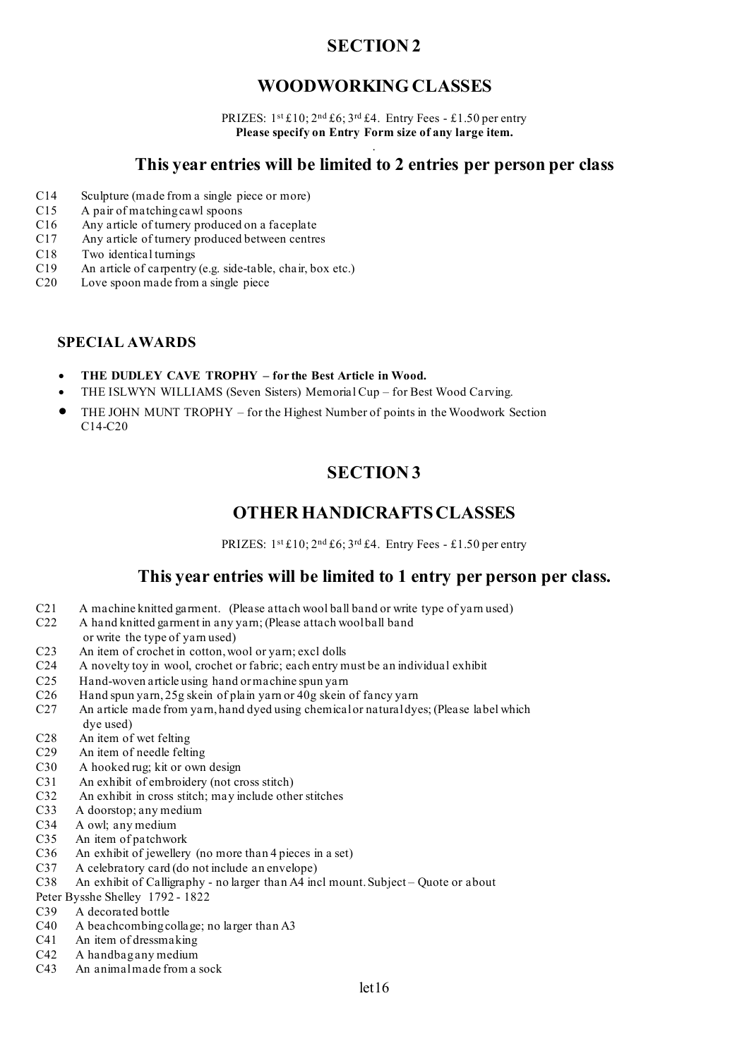## SECTION 2

## WOODWORKING CLASSES

PRIZES: 1st £10; 2nd £6; 3rd £4. Entry Fees - £1.50 per entry
**Please specify on Entry Form size of any large item.**

### This year entries will be limited to 2 entries per person per class

- C14 Sculpture (made from a single piece or more)
- C15 A pair of matching cawl spoons
- C16 Any article of turnery produced on a faceplate
- C17 Any article of turnery produced between centres
- C18 Two identical turnings
- C19 An article of carpentry (e.g. side-table, chair, box etc.)
- C20 Love spoon made from a single piece

### SPECIAL AWARDS

- **THE DUDLEY CAVE TROPHY – for the Best Article in Wood.**
- THE ISLWYN WILLIAMS (Seven Sisters) Memorial Cup – for Best Wood Carving.
- THE JOHN MUNT TROPHY – for the Highest Number of points in the Woodwork Section C14-C20

## SECTION 3

## OTHER HANDICRAFTS CLASSES

PRIZES: 1st £10; 2nd £6; 3rd £4. Entry Fees - £1.50 per entry

### This year entries will be limited to 1 entry per person per class.

- C21 A machine knitted garment. (Please attach wool ball band or write type of yarn used)
- C22 A hand knitted garment in any yarn; (Please attach wool ball band or write the type of yarn used)
- C23 An item of crochet in cotton, wool or yarn; excl dolls
- C24 A novelty toy in wool, crochet or fabric; each entry must be an individual exhibit
- C25 Hand-woven article using hand or machine spun yarn
- C26 Hand spun yarn, 25g skein of plain yarn or 40g skein of fancy yarn
- C27 An article made from yarn, hand dyed using chemical or natural dyes; (Please label which dye used)
- C28 An item of wet felting
- C29 An item of needle felting
- C30 A hooked rug; kit or own design
- C31 An exhibit of embroidery (not cross stitch)
- C32 An exhibit in cross stitch; may include other stitches
- C33 A doorstop; any medium
- C34 A owl; any medium
- C35 An item of patchwork
- C36 An exhibit of jewellery (no more than 4 pieces in a set)
- C37 A celebratory card (do not include an envelope)
- C38 An exhibit of Calligraphy - no larger than A4 incl mount. Subject – Quote or about Peter Bysshe Shelley 1792 - 1822
- C39 A decorated bottle
- C40 A beachcombing collage; no larger than A3
- C41 An item of dressmaking
- C42 A handbag any medium
- C43 An animal made from a sock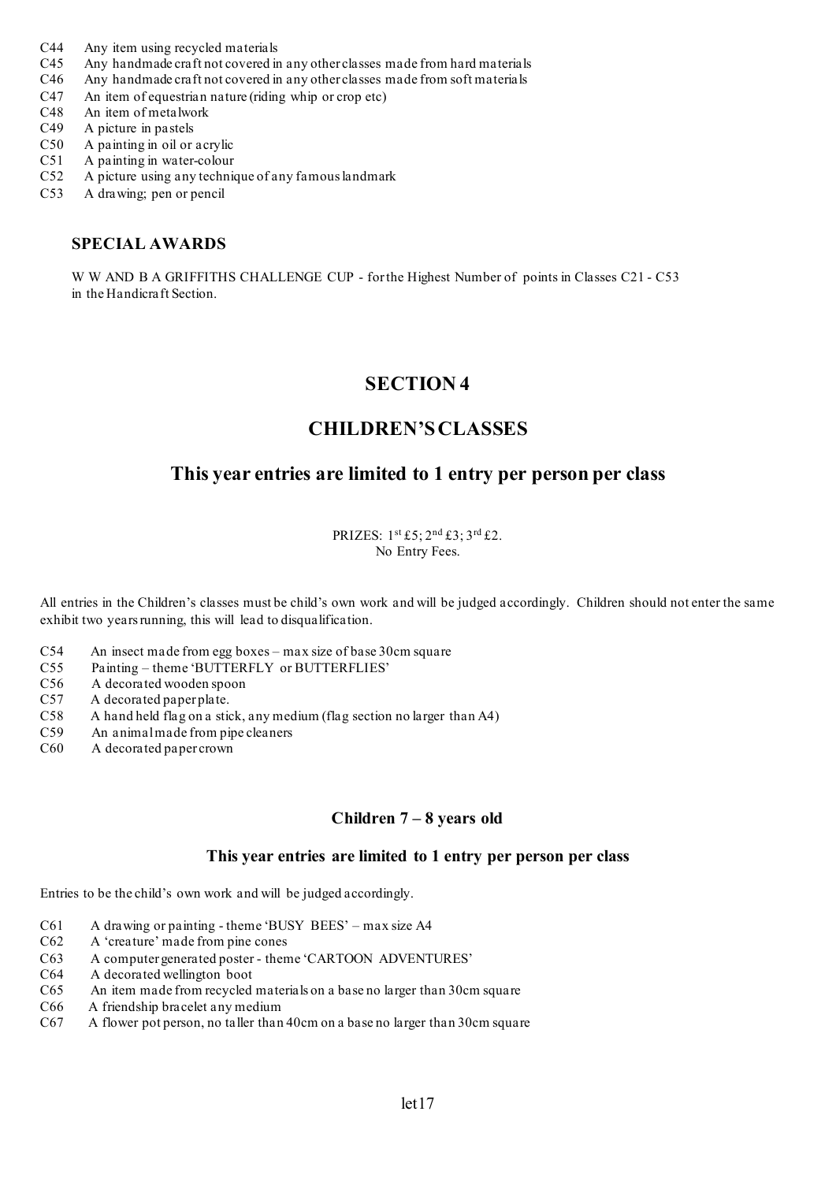C44 Any item using recycled materials
C45 Any handmade craft not covered in any other classes made from hard materials
C46 Any handmade craft not covered in any other classes made from soft materials
C47 An item of equestrian nature (riding whip or crop etc)
C48 An item of metalwork
C49 A picture in pastels
C50 A painting in oil or acrylic
C51 A painting in water-colour
C52 A picture using any technique of any famous landmark
C53 A drawing; pen or pencil

### SPECIAL AWARDS

W W AND B A GRIFFITHS CHALLENGE CUP - for the Highest Number of points in Classes C21 - C53 in the Handicraft Section.

## SECTION 4

## CHILDREN'S CLASSES

## This year entries are limited to 1 entry per person per class

PRIZES: 1st £5; 2nd £3; 3rd £2.
No Entry Fees.

All entries in the Children's classes must be child's own work and will be judged accordingly. Children should not enter the same exhibit two years running, this will lead to disqualification.

C54 An insect made from egg boxes – max size of base 30cm square
C55 Painting – theme 'BUTTERFLY or BUTTERFLIES'
C56 A decorated wooden spoon
C57 A decorated paper plate.
C58 A hand held flag on a stick, any medium (flag section no larger than A4)
C59 An animal made from pipe cleaners
C60 A decorated paper crown

### Children 7 – 8 years old

### This year entries are limited to 1 entry per person per class

Entries to be the child's own work and will be judged accordingly.

C61 A drawing or painting - theme 'BUSY BEES' – max size A4
C62 A 'creature' made from pine cones
C63 A computer generated poster - theme 'CARTOON ADVENTURES'
C64 A decorated wellington boot
C65 An item made from recycled materials on a base no larger than 30cm square
C66 A friendship bracelet any medium
C67 A flower pot person, no taller than 40cm on a base no larger than 30cm square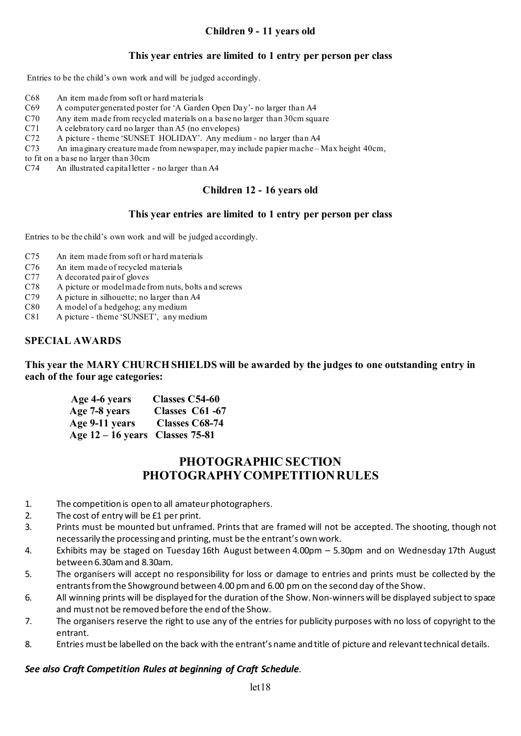### Children 9 - 11 years old

**This year entries are limited to 1 entry per person per class**

Entries to be the child's own work and will be judged accordingly.

C68 An item made from soft or hard materials
C69 A computer generated poster for 'A Garden Open Day'- no larger than A4
C70 Any item made from recycled materials on a base no larger than 30cm square
C71 A celebratory card no larger than A5 (no envelopes)
C72 A picture - theme 'SUNSET HOLIDAY'. Any medium - no larger than A4
C73 An imaginary creature made from newspaper, may include papier mache – Max height 40cm, to fit on a base no larger than 30cm
C74 An illustrated capital letter - no larger than A4

### Children 12 - 16 years old

**This year entries are limited to 1 entry per person per class**

Entries to be the child's own work and will be judged accordingly.

C75 An item made from soft or hard materials
C76 An item made of recycled materials
C77 A decorated pair of gloves
C78 A picture or model made from nuts, bolts and screws
C79 A picture in silhouette; no larger than A4
C80 A model of a hedgehog; any medium
C81 A picture - theme 'SUNSET', any medium

### SPECIAL AWARDS

**This year the MARY CHURCH SHIELDS will be awarded by the judges to one outstanding entry in each of the four age categories:**

| | |
|---|---|
| **Age 4-6 years** | **Classes C54-60** |
| **Age 7-8 years** | **Classes C61 -67** |
| **Age 9-11 years** | **Classes C68-74** |
| **Age 12 – 16 years** | **Classes 75-81** |

## PHOTOGRAPHIC SECTION
## PHOTOGRAPHY COMPETITION RULES

1. The competition is open to all amateur photographers.
2. The cost of entry will be £1 per print.
3. Prints must be mounted but unframed. Prints that are framed will not be accepted. The shooting, though not necessarily the processing and printing, must be the entrant's own work.
4. Exhibits may be staged on Tuesday 16th August between 4.00pm – 5.30pm and on Wednesday 17th August between 6.30am and 8.30am.
5. The organisers will accept no responsibility for loss or damage to entries and prints must be collected by the entrants from the Showground between 4.00 pm and 6.00 pm on the second day of the Show.
6. All winning prints will be displayed for the duration of the Show. Non-winners will be displayed subject to space and must not be removed before the end of the Show.
7. The organisers reserve the right to use any of the entries for publicity purposes with no loss of copyright to the entrant.
8. Entries must be labelled on the back with the entrant's name and title of picture and relevant technical details.

***See also Craft Competition Rules at beginning of Craft Schedule.***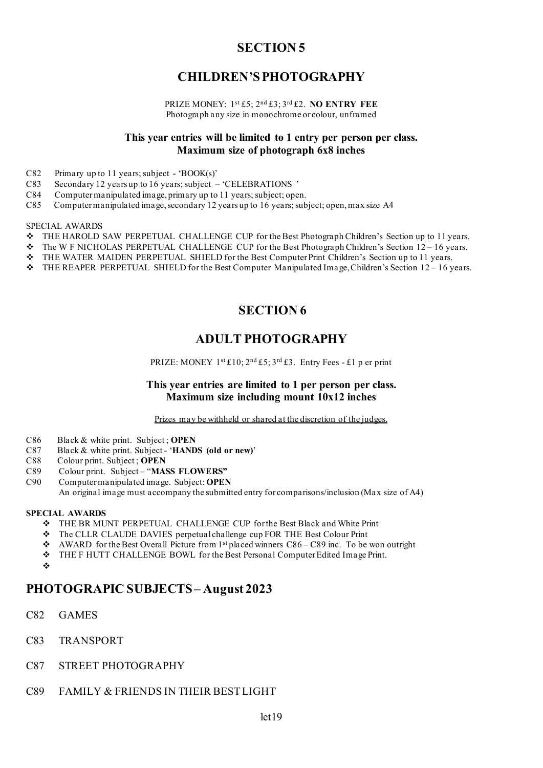# SECTION 5

## CHILDREN'S PHOTOGRAPHY

PRIZE MONEY: 1st £5; 2nd £3; 3rd £2. **NO ENTRY FEE**
Photograph any size in monochrome or colour, unframed

**This year entries will be limited to 1 entry per person per class.**
**Maximum size of photograph 6x8 inches**

- C82 Primary up to 11 years; subject - 'BOOK(s)'
- C83 Secondary 12 years up to 16 years; subject – 'CELEBRATIONS '
- C84 Computer manipulated image, primary up to 11 years; subject; open.
- C85 Computer manipulated image, secondary 12 years up to 16 years; subject; open, max size A4

SPECIAL AWARDS

- THE HAROLD SAW PERPETUAL CHALLENGE CUP for the Best Photograph Children's Section up to 11 years.
- The W F NICHOLAS PERPETUAL CHALLENGE CUP for the Best Photograph Children's Section 12 – 16 years.
- THE WATER MAIDEN PERPETUAL SHIELD for the Best Computer Print Children's Section up to 11 years.
- THE REAPER PERPETUAL SHIELD for the Best Computer Manipulated Image, Children's Section 12 – 16 years.

# SECTION 6

## ADULT PHOTOGRAPHY

PRIZE: MONEY 1st £10; 2nd £5; 3rd £3. Entry Fees - £1 p er print

**This year entries are limited to 1 per person per class.**
**Maximum size including mount 10x12 inches**

Prizes may be withheld or shared at the discretion of the judges.

- C86 Black & white print. Subject ; **OPEN**
- C87 Black & white print. Subject - '**HANDS (old or new)**'
- C88 Colour print. Subject ; **OPEN**
- C89 Colour print. Subject – "**MASS FLOWERS"**
- C90 Computer manipulated image. Subject: **OPEN**
  An original image must accompany the submitted entry for comparisons/inclusion (Max size of A4)

**SPECIAL AWARDS**

- THE BR MUNT PERPETUAL CHALLENGE CUP for the Best Black and White Print
- The CLLR CLAUDE DAVIES perpetual challenge cup FOR THE Best Colour Print
- AWARD for the Best Overall Picture from 1st placed winners C86 – C89 inc. To be won outright
- THE F HUTT CHALLENGE BOWL for the Best Personal Computer Edited Image Print.

## PHOTOGRAPIC SUBJECTS – August 2023

C82 GAMES

C83 TRANSPORT

C87 STREET PHOTOGRAPHY

C89 FAMILY & FRIENDS IN THEIR BEST LIGHT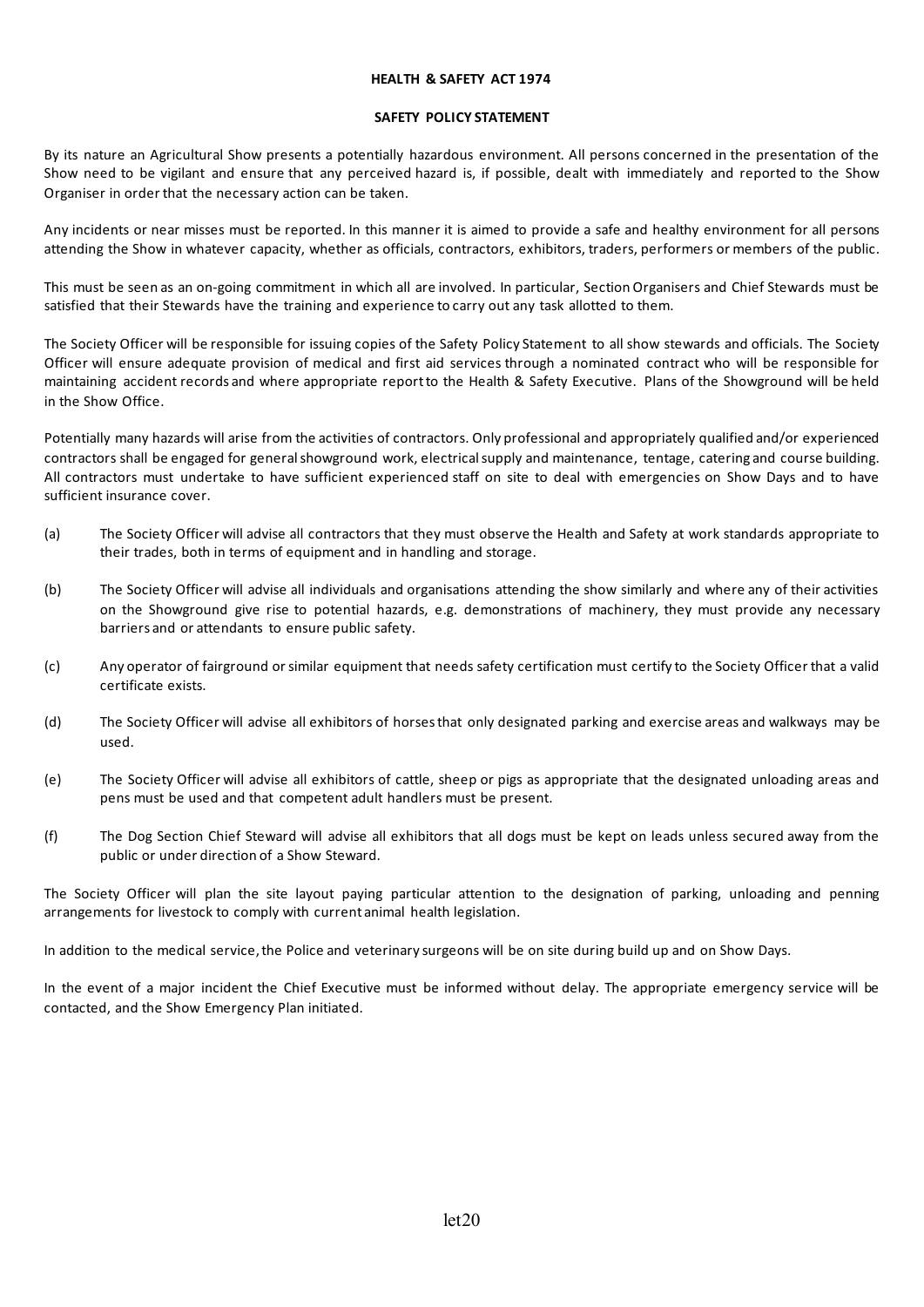**HEALTH & SAFETY ACT 1974**

**SAFETY POLICY STATEMENT**

By its nature an Agricultural Show presents a potentially hazardous environment. All persons concerned in the presentation of the Show need to be vigilant and ensure that any perceived hazard is, if possible, dealt with immediately and reported to the Show Organiser in order that the necessary action can be taken.

Any incidents or near misses must be reported. In this manner it is aimed to provide a safe and healthy environment for all persons attending the Show in whatever capacity, whether as officials, contractors, exhibitors, traders, performers or members of the public.

This must be seen as an on-going commitment in which all are involved. In particular, Section Organisers and Chief Stewards must be satisfied that their Stewards have the training and experience to carry out any task allotted to them.

The Society Officer will be responsible for issuing copies of the Safety Policy Statement to all show stewards and officials. The Society Officer will ensure adequate provision of medical and first aid services through a nominated contract who will be responsible for maintaining accident records and where appropriate report to the Health & Safety Executive. Plans of the Showground will be held in the Show Office.

Potentially many hazards will arise from the activities of contractors. Only professional and appropriately qualified and/or experienced contractors shall be engaged for general showground work, electrical supply and maintenance, tentage, catering and course building. All contractors must undertake to have sufficient experienced staff on site to deal with emergencies on Show Days and to have sufficient insurance cover.

(a) The Society Officer will advise all contractors that they must observe the Health and Safety at work standards appropriate to their trades, both in terms of equipment and in handling and storage.

(b) The Society Officer will advise all individuals and organisations attending the show similarly and where any of their activities on the Showground give rise to potential hazards, e.g. demonstrations of machinery, they must provide any necessary barriers and or attendants to ensure public safety.

(c) Any operator of fairground or similar equipment that needs safety certification must certify to the Society Officer that a valid certificate exists.

(d) The Society Officer will advise all exhibitors of horses that only designated parking and exercise areas and walkways may be used.

(e) The Society Officer will advise all exhibitors of cattle, sheep or pigs as appropriate that the designated unloading areas and pens must be used and that competent adult handlers must be present.

(f) The Dog Section Chief Steward will advise all exhibitors that all dogs must be kept on leads unless secured away from the public or under direction of a Show Steward.

The Society Officer will plan the site layout paying particular attention to the designation of parking, unloading and penning arrangements for livestock to comply with current animal health legislation.

In addition to the medical service, the Police and veterinary surgeons will be on site during build up and on Show Days.

In the event of a major incident the Chief Executive must be informed without delay. The appropriate emergency service will be contacted, and the Show Emergency Plan initiated.